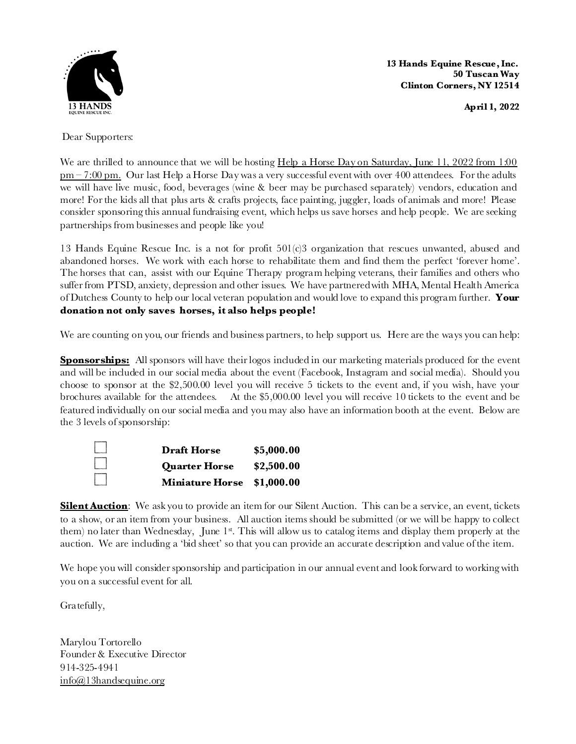13 HANDS
EQUINE RESCUE INC.

**13 Hands Equine Rescue, Inc.**
**50 Tuscan Way**
**Clinton Corners, NY 12514**

**April 1, 2022**

Dear Supporters:

We are thrilled to announce that we will be hosting Help a Horse Day on Saturday, June 11, 2022 from 1:00 pm – 7:00 pm. Our last Help a Horse Day was a very successful event with over 400 attendees. For the adults we will have live music, food, beverages (wine & beer may be purchased separately) vendors, education and more! For the kids all that plus arts & crafts projects, face painting, juggler, loads of animals and more! Please consider sponsoring this annual fundraising event, which helps us save horses and help people. We are seeking partnerships from businesses and people like you!

13 Hands Equine Rescue Inc. is a not for profit 501(c)3 organization that rescues unwanted, abused and abandoned horses. We work with each horse to rehabilitate them and find them the perfect 'forever home'. The horses that can, assist with our Equine Therapy program helping veterans, their families and others who suffer from PTSD, anxiety, depression and other issues. We have partnered with MHA, Mental Health America of Dutchess County to help our local veteran population and would love to expand this program further. **Your donation not only saves horses, it also helps people!**

We are counting on you, our friends and business partners, to help support us. Here are the ways you can help:

**Sponsorships:** All sponsors will have their logos included in our marketing materials produced for the event and will be included in our social media about the event (Facebook, Instagram and social media). Should you choose to sponsor at the $2,500.00 level you will receive 5 tickets to the event and, if you wish, have your brochures available for the attendees. At the $5,000.00 level you will receive 10 tickets to the event and be featured individually on our social media and you may also have an information booth at the event. Below are the 3 levels of sponsorship:

- ☐ **Draft Horse** **$5,000.00**
- ☐ **Quarter Horse** **$2,500.00**
- ☐ **Miniature Horse** **$1,000.00**

**Silent Auction**: We ask you to provide an item for our Silent Auction. This can be a service, an event, tickets to a show, or an item from your business. All auction items should be submitted (or we will be happy to collect them) no later than Wednesday, June 1st. This will allow us to catalog items and display them properly at the auction. We are including a 'bid sheet' so that you can provide an accurate description and value of the item.

We hope you will consider sponsorship and participation in our annual event and look forward to working with you on a successful event for all.

Gratefully,

Marylou Tortorello
Founder & Executive Director
914-325-4941
info@13handsequine.org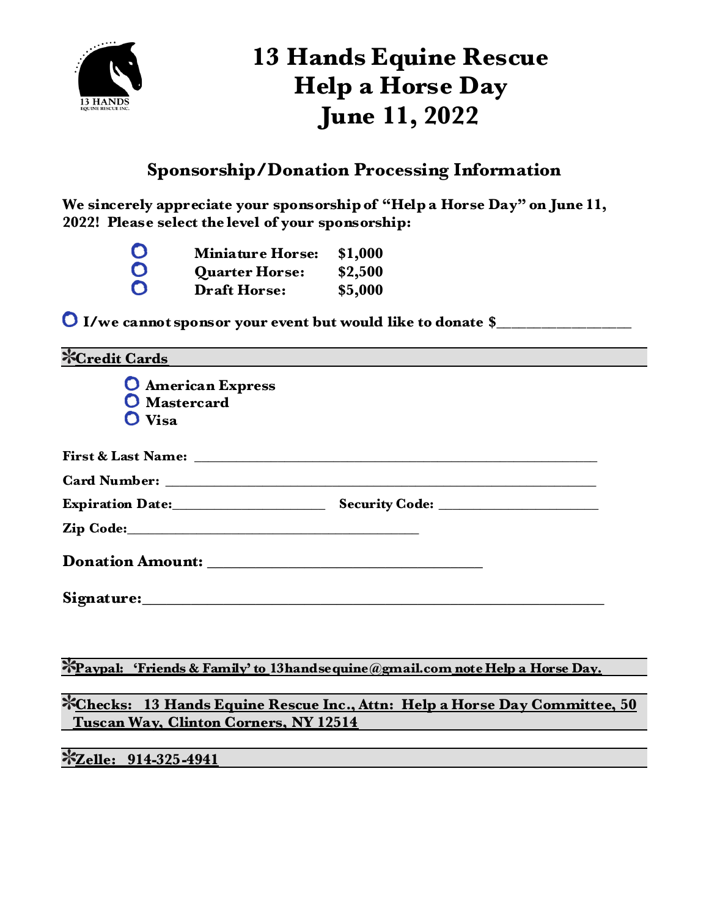# 13 Hands Equine Rescue
# Help a Horse Day
# June 11, 2022

## Sponsorship/Donation Processing Information

**We sincerely appreciate your sponsorship of "Help a Horse Day" on June 11, 2022! Please select the level of your sponsorship:**

- ○ **Miniature Horse: $1,000**
- ○ **Quarter Horse: $2,500**
- ○ **Draft Horse: $5,000**

○ **I/we cannot sponsor your event but would like to donate $\_\_\_\_\_\_\_\_\_\_\_\_\_\_\_\_**

**❋Credit Cards**

- ○ **American Express**
- ○ **Mastercard**
- ○ **Visa**

**First & Last Name:** \_\_\_\_\_\_\_\_\_\_\_\_\_\_\_\_\_\_\_\_\_\_\_\_\_\_\_\_\_\_\_\_\_\_\_\_\_\_\_\_

**Card Number:** \_\_\_\_\_\_\_\_\_\_\_\_\_\_\_\_\_\_\_\_\_\_\_\_\_\_\_\_\_\_\_\_\_\_\_\_\_\_\_\_

**Expiration Date:**\_\_\_\_\_\_\_\_\_\_\_\_\_\_\_\_ **Security Code:** \_\_\_\_\_\_\_\_\_\_\_\_\_\_\_\_

**Zip Code:**\_\_\_\_\_\_\_\_\_\_\_\_\_\_\_\_\_\_\_\_\_\_\_\_\_\_\_\_

**Donation Amount:** \_\_\_\_\_\_\_\_\_\_\_\_\_\_\_\_\_\_\_\_\_\_\_\_\_\_\_\_

**Signature:**\_\_\_\_\_\_\_\_\_\_\_\_\_\_\_\_\_\_\_\_\_\_\_\_\_\_\_\_\_\_\_\_\_\_\_\_\_\_\_\_

**❋Paypal: 'Friends & Family' to 13handsequine@gmail.com note Help a Horse Day.**

**❋Checks: 13 Hands Equine Rescue Inc., Attn: Help a Horse Day Committee, 50 Tuscan Way, Clinton Corners, NY 12514**

**❋Zelle: 914-325-4941**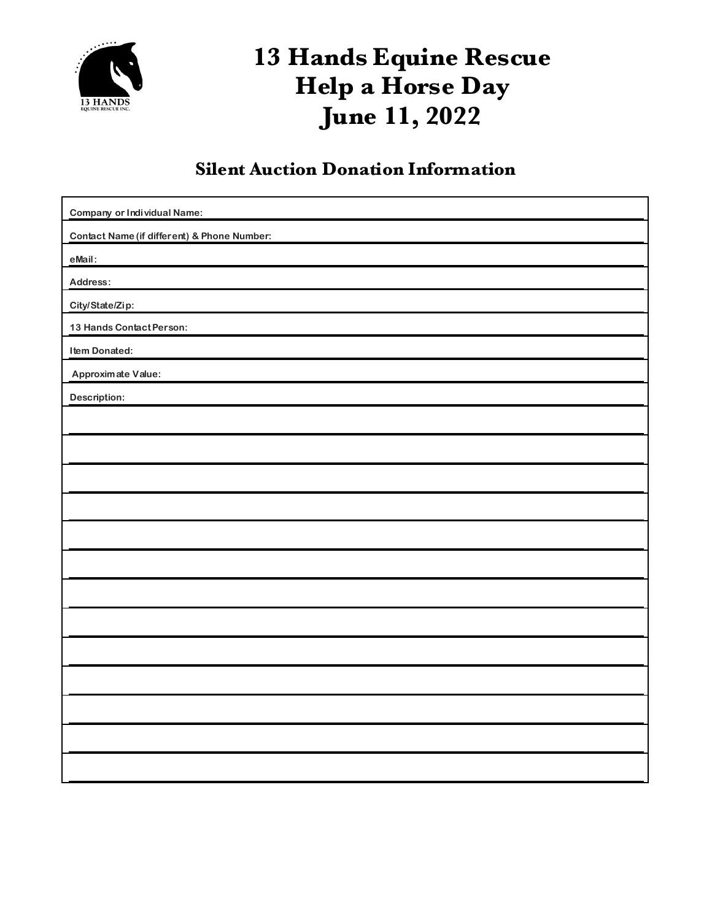13 HANDS
EQUINE RESCUE INC.

# 13 Hands Equine Rescue
# Help a Horse Day
# June 11, 2022

## Silent Auction Donation Information

**Company or Individual Name:** ____________________

**Contact Name (if different) & Phone Number:** ____________________

**eMail:** ____________________

**Address:** ____________________

**City/State/Zip:** ____________________

**13 Hands Contact Person:** ____________________

**Item Donated:** ____________________

**Approximate Value:** ____________________

**Description:** ____________________

____________________

____________________

____________________

____________________

____________________

____________________

____________________

____________________

____________________

____________________

____________________

____________________

____________________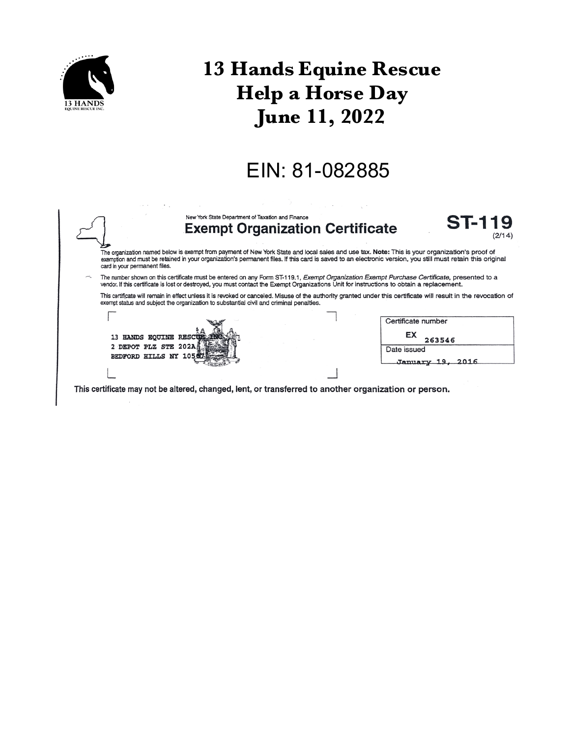13 HANDS
EQUINE RESCUE INC.

# 13 Hands Equine Rescue
# Help a Horse Day
# June 11, 2022

## EIN: 81-082885

New York State Department of Taxation and Finance

## Exempt Organization Certificate

**ST-119** (2/14)

The organization named below is exempt from payment of New York State and local sales and use tax. **Note:** This is your organization's proof of exemption and must be retained in your organization's permanent files. If this card is saved to an electronic version, you still must retain this original card in your permanent files.

The number shown on this certificate must be entered on any Form ST-119.1, *Exempt Organization Exempt Purchase Certificate*, presented to a vendor. If this certificate is lost or destroyed, you must contact the Exempt Organizations Unit for instructions to obtain a replacement.

This certificate will remain in effect unless it is revoked or canceled. Misuse of the authority granted under this certificate will result in the revocation of exempt status and subject the organization to substantial civil and criminal penalties.

13 HANDS EQUINE RESCUE INC
2 DEPOT PLZ STE 202A
BEDFORD HILLS NY 10507

| Certificate number |
| --- |
| EX 263546 |
| Date issued |
| January 19, 2016 |

**This certificate may not be altered, changed, lent, or transferred to another organization or person.**